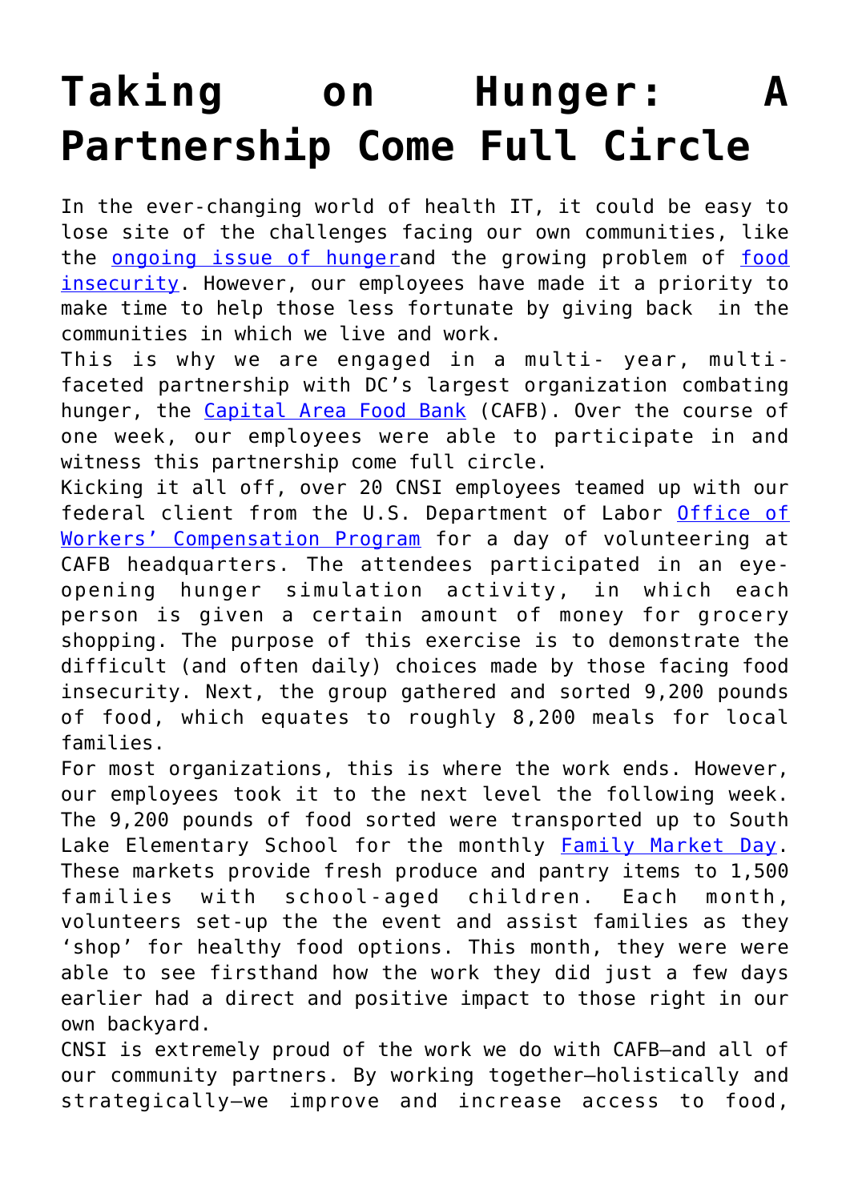# Taking on Hunger: A Partnership Come Full Circle

In the ever-changing world of health IT, it could be easy to lose site of the challenges facing our own communities, like the ongoing issue of hungerand the growing problem of food insecurity. However, our employees have made it a priority to make time to help those less fortunate by giving back  in the communities in which we live and work.

This is why we are engaged in a multi- year, multi-faceted partnership with DC's largest organization combating hunger, the Capital Area Food Bank (CAFB). Over the course of one week, our employees were able to participate in and witness this partnership come full circle.

Kicking it all off, over 20 CNSI employees teamed up with our federal client from the U.S. Department of Labor Office of Workers' Compensation Program for a day of volunteering at CAFB headquarters. The attendees participated in an eye-opening hunger simulation activity, in which each person is given a certain amount of money for grocery shopping. The purpose of this exercise is to demonstrate the difficult (and often daily) choices made by those facing food insecurity. Next, the group gathered and sorted 9,200 pounds of food, which equates to roughly 8,200 meals for local families.

For most organizations, this is where the work ends. However, our employees took it to the next level the following week. The 9,200 pounds of food sorted were transported up to South Lake Elementary School for the monthly Family Market Day. These markets provide fresh produce and pantry items to 1,500 families with school-aged children. Each month, volunteers set-up the the event and assist families as they 'shop' for healthy food options. This month, they were were able to see firsthand how the work they did just a few days earlier had a direct and positive impact to those right in our own backyard.

CNSI is extremely proud of the work we do with CAFB—and all of our community partners. By working together—holistically and strategically—we improve and increase access to food,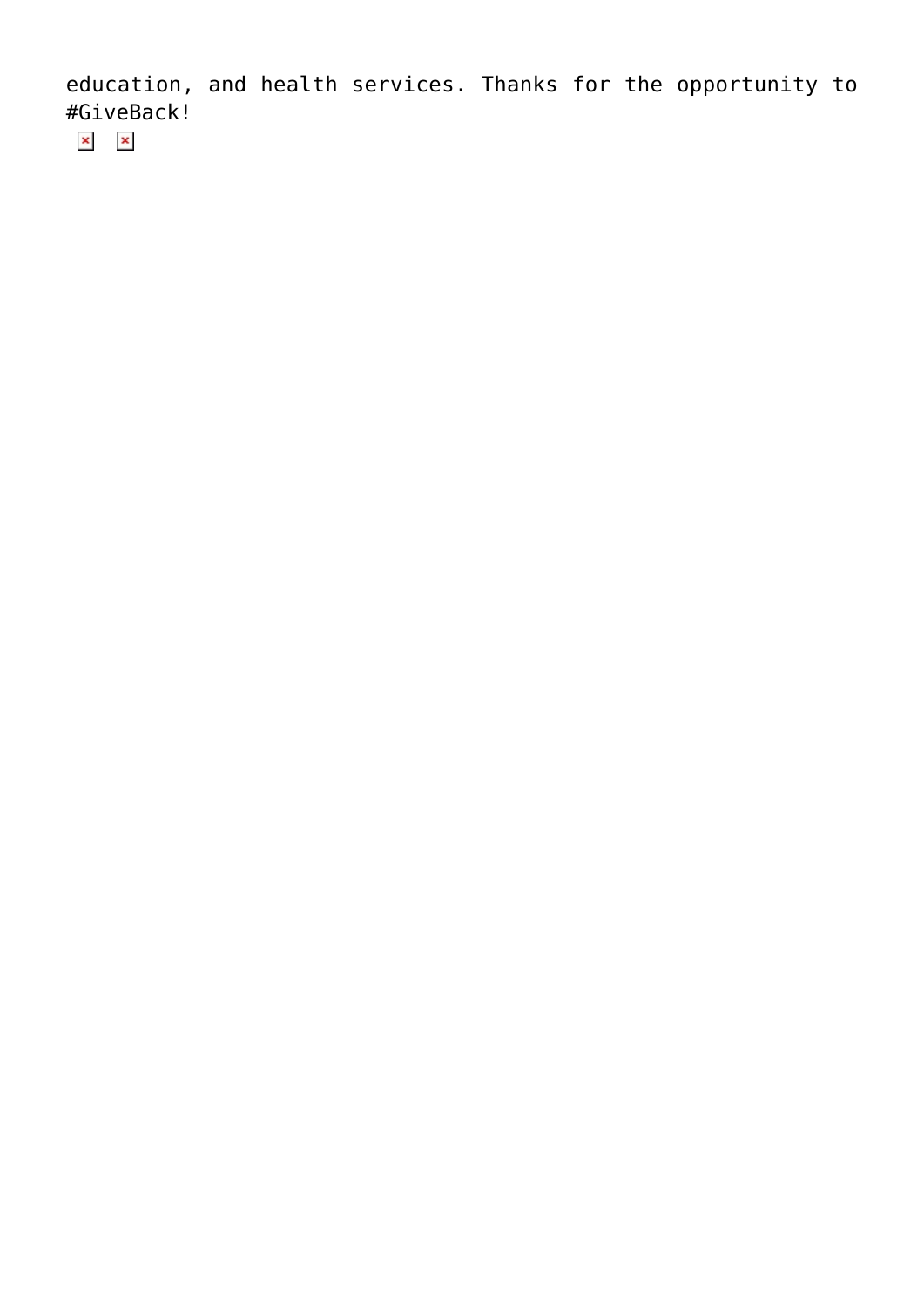education, and health services. Thanks for the opportunity to #GiveBack!